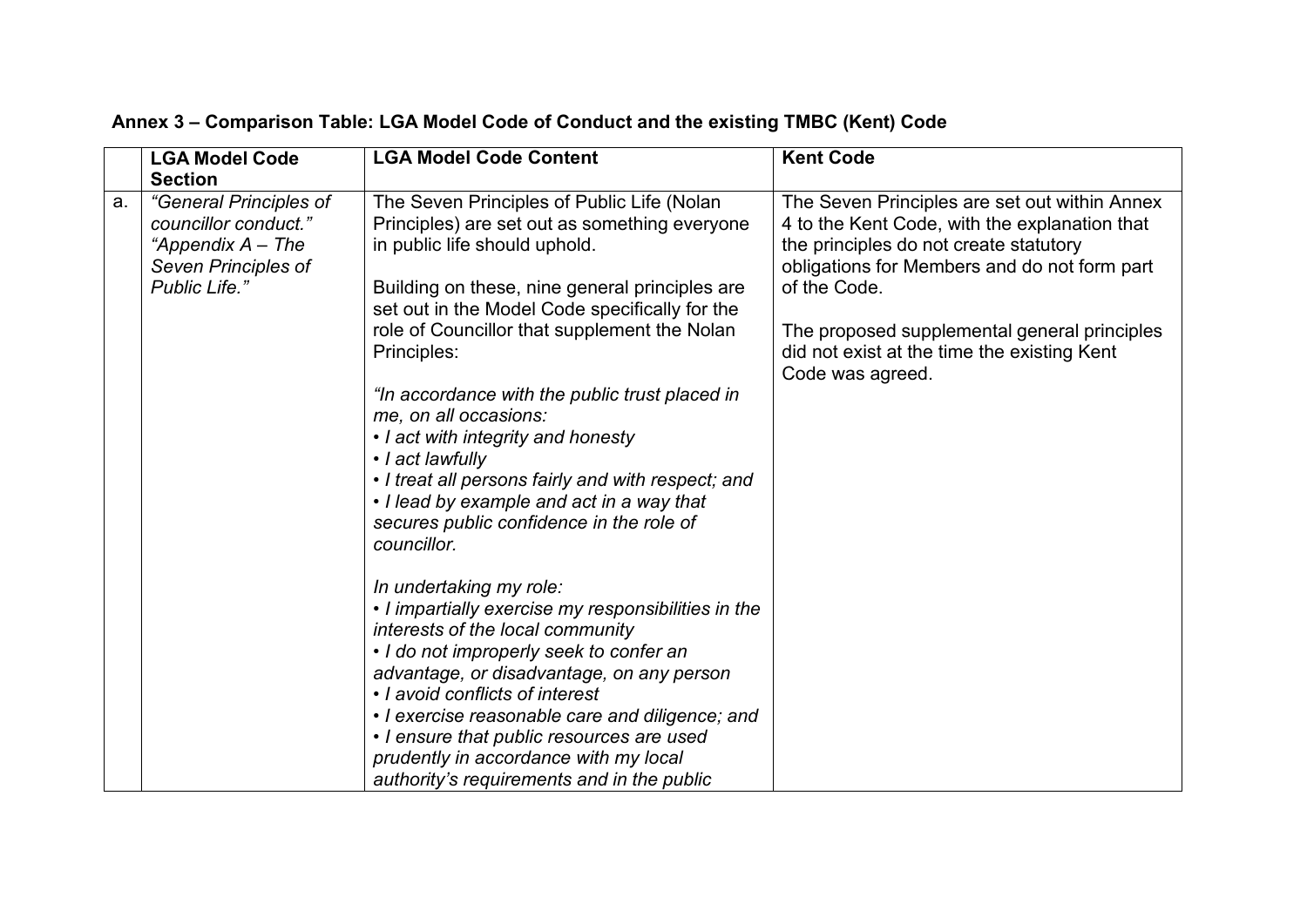**Annex 3 – Comparison Table: LGA Model Code of Conduct and the existing TMBC (Kent) Code**

| | LGA Model Code Section | LGA Model Code Content | Kent Code |
|---|---|---|---|
| a. | *"General Principles of councillor conduct." "Appendix A – The Seven Principles of Public Life."* | The Seven Principles of Public Life (Nolan Principles) are set out as something everyone in public life should uphold.<br><br>Building on these, nine general principles are set out in the Model Code specifically for the role of Councillor that supplement the Nolan Principles:<br><br>*"In accordance with the public trust placed in me, on all occasions:*<br>*• I act with integrity and honesty*<br>*• I act lawfully*<br>*• I treat all persons fairly and with respect; and*<br>*• I lead by example and act in a way that secures public confidence in the role of councillor.*<br><br>*In undertaking my role:*<br>*• I impartially exercise my responsibilities in the interests of the local community*<br>*• I do not improperly seek to confer an advantage, or disadvantage, on any person*<br>*• I avoid conflicts of interest*<br>*• I exercise reasonable care and diligence; and*<br>*• I ensure that public resources are used prudently in accordance with my local authority's requirements and in the public* | The Seven Principles are set out within Annex 4 to the Kent Code, with the explanation that the principles do not create statutory obligations for Members and do not form part of the Code.<br><br>The proposed supplemental general principles did not exist at the time the existing Kent Code was agreed. |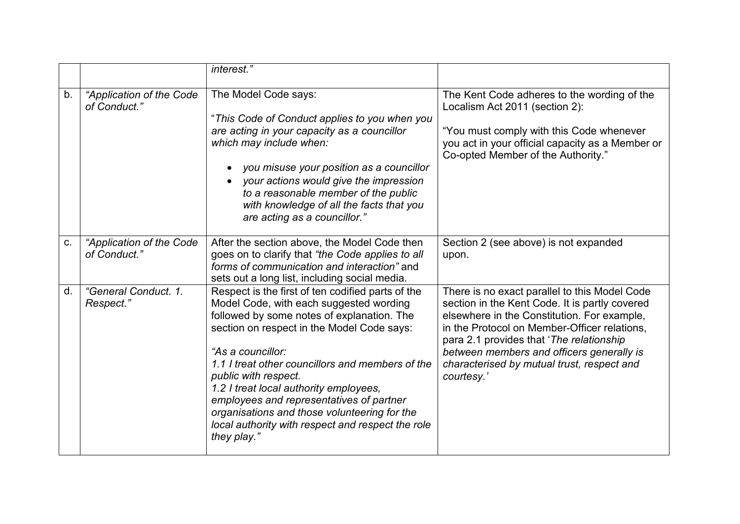| | | | |
|---|---|---|---|
| | | *interest."* | |
| b. | *"Application of the Code of Conduct."* | The Model Code says:<br><br>"*This Code of Conduct applies to you when you are acting in your capacity as a councillor which may include when:*<br><br>• *you misuse your position as a councillor*<br>• *your actions would give the impression to a reasonable member of the public with knowledge of all the facts that you are acting as a councillor.*" | The Kent Code adheres to the wording of the Localism Act 2011 (section 2):<br><br>"You must comply with this Code whenever you act in your official capacity as a Member or Co-opted Member of the Authority." |
| c. | *"Application of the Code of Conduct."* | After the section above, the Model Code then goes on to clarify that *"the Code applies to all forms of communication and interaction"* and sets out a long list, including social media. | Section 2 (see above) is not expanded upon. |
| d. | *"General Conduct. 1. Respect."* | Respect is the first of ten codified parts of the Model Code, with each suggested wording followed by some notes of explanation. The section on respect in the Model Code says:<br><br>*"As a councillor:*<br>*1.1 I treat other councillors and members of the public with respect.*<br>*1.2 I treat local authority employees, employees and representatives of partner organisations and those volunteering for the local authority with respect and respect the role they play."* | There is no exact parallel to this Model Code section in the Kent Code. It is partly covered elsewhere in the Constitution. For example, in the Protocol on Member-Officer relations, para 2.1 provides that '*The relationship between members and officers generally is characterised by mutual trust, respect and courtesy.*' |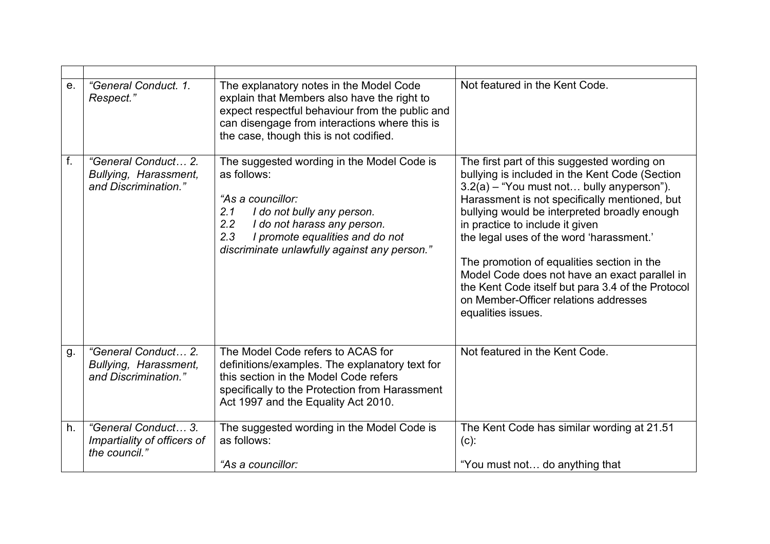| | | | |
|---|---|---|---|
| e. | *"General Conduct. 1. Respect."* | The explanatory notes in the Model Code explain that Members also have the right to expect respectful behaviour from the public and can disengage from interactions where this is the case, though this is not codified. | Not featured in the Kent Code. |
| f. | *"General Conduct… 2. Bullying, Harassment, and Discrimination."* | The suggested wording in the Model Code is as follows:<br><br>*"As a councillor:*<br>*2.1 I do not bully any person.*<br>*2.2 I do not harass any person.*<br>*2.3 I promote equalities and do not discriminate unlawfully against any person."* | The first part of this suggested wording on bullying is included in the Kent Code (Section 3.2(a) – "You must not… bully anyperson"). Harassment is not specifically mentioned, but bullying would be interpreted broadly enough in practice to include it given the legal uses of the word 'harassment.'<br><br>The promotion of equalities section in the Model Code does not have an exact parallel in the Kent Code itself but para 3.4 of the Protocol on Member-Officer relations addresses equalities issues. |
| g. | *"General Conduct… 2. Bullying, Harassment, and Discrimination."* | The Model Code refers to ACAS for definitions/examples. The explanatory text for this section in the Model Code refers specifically to the Protection from Harassment Act 1997 and the Equality Act 2010. | Not featured in the Kent Code. |
| h. | *"General Conduct… 3. Impartiality of officers of the council."* | The suggested wording in the Model Code is as follows:<br><br>*"As a councillor:* | The Kent Code has similar wording at 21.51 (c):<br><br>"You must not… do anything that |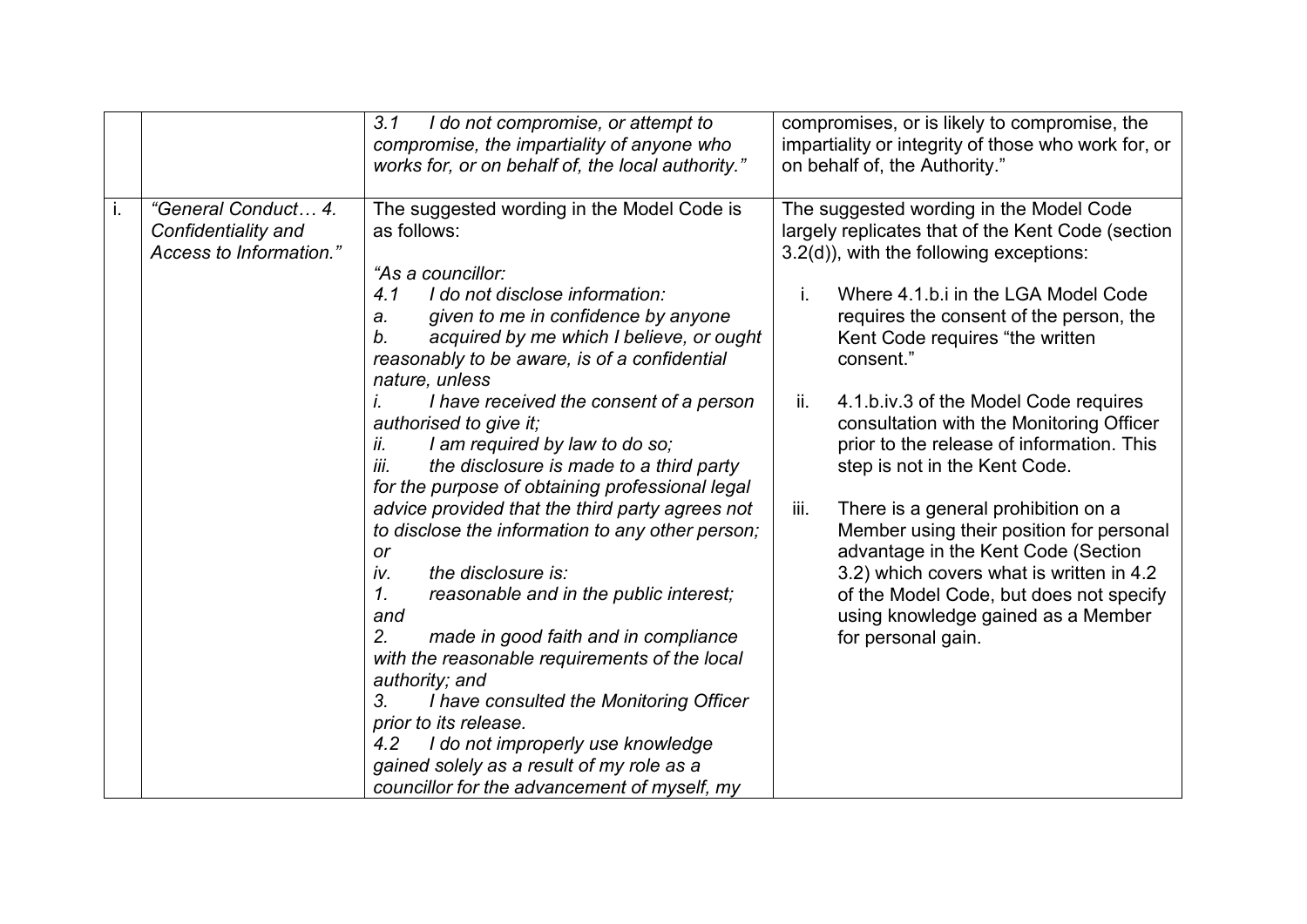| | | | |
|---|---|---|---|
| | | *3.1 I do not compromise, or attempt to compromise, the impartiality of anyone who works for, or on behalf of, the local authority."* | compromises, or is likely to compromise, the impartiality or integrity of those who work for, or on behalf of, the Authority." |
| i. | *"General Conduct… 4. Confidentiality and Access to Information."* | The suggested wording in the Model Code is as follows:<br><br>*"As a councillor:*<br>*4.1 I do not disclose information:*<br>*a. given to me in confidence by anyone*<br>*b. acquired by me which I believe, or ought reasonably to be aware, is of a confidential nature, unless*<br>*i. I have received the consent of a person authorised to give it;*<br>*ii. I am required by law to do so;*<br>*iii. the disclosure is made to a third party for the purpose of obtaining professional legal advice provided that the third party agrees not to disclose the information to any other person; or*<br>*iv. the disclosure is:*<br>*1. reasonable and in the public interest; and*<br>*2. made in good faith and in compliance with the reasonable requirements of the local authority; and*<br>*3. I have consulted the Monitoring Officer prior to its release.*<br>*4.2 I do not improperly use knowledge gained solely as a result of my role as a councillor for the advancement of myself, my* | The suggested wording in the Model Code largely replicates that of the Kent Code (section 3.2(d)), with the following exceptions:<br><br>i. Where 4.1.b.i in the LGA Model Code requires the consent of the person, the Kent Code requires "the written consent."<br><br>ii. 4.1.b.iv.3 of the Model Code requires consultation with the Monitoring Officer prior to the release of information. This step is not in the Kent Code.<br><br>iii. There is a general prohibition on a Member using their position for personal advantage in the Kent Code (Section 3.2) which covers what is written in 4.2 of the Model Code, but does not specify using knowledge gained as a Member for personal gain. |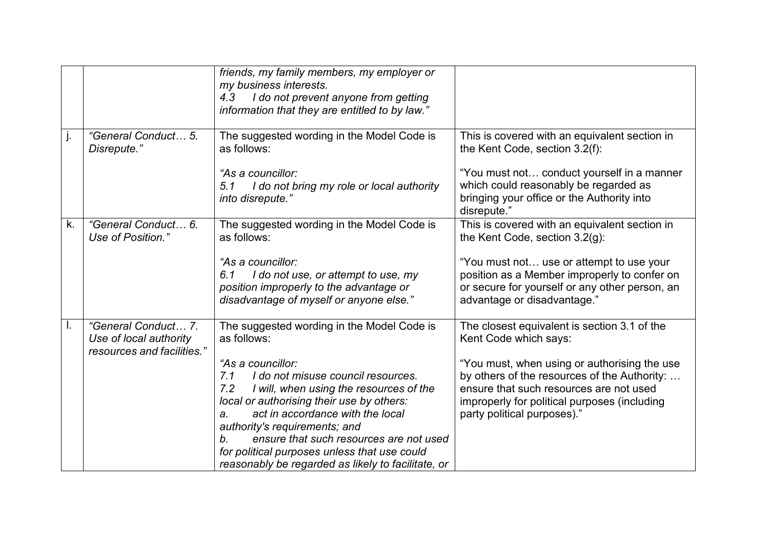|  |  |  |  |
|---|---|---|---|
|  |  | *friends, my family members, my employer or my business interests.*<br>*4.3 I do not prevent anyone from getting information that they are entitled to by law."* |  |
| j. | *"General Conduct… 5. Disrepute."* | The suggested wording in the Model Code is as follows:<br><br>*"As a councillor:*<br>*5.1 I do not bring my role or local authority into disrepute."* | This is covered with an equivalent section in the Kent Code, section 3.2(f):<br><br>"You must not… conduct yourself in a manner which could reasonably be regarded as bringing your office or the Authority into disrepute." |
| k. | *"General Conduct… 6. Use of Position."* | The suggested wording in the Model Code is as follows:<br><br>*"As a councillor:*<br>*6.1 I do not use, or attempt to use, my position improperly to the advantage or disadvantage of myself or anyone else."* | This is covered with an equivalent section in the Kent Code, section 3.2(g):<br><br>"You must not… use or attempt to use your position as a Member improperly to confer on or secure for yourself or any other person, an advantage or disadvantage." |
| l. | *"General Conduct… 7. Use of local authority resources and facilities."* | The suggested wording in the Model Code is as follows:<br><br>*"As a councillor:*<br>*7.1 I do not misuse council resources.*<br>*7.2 I will, when using the resources of the local or authorising their use by others:*<br>*a. act in accordance with the local authority's requirements; and*<br>*b. ensure that such resources are not used for political purposes unless that use could reasonably be regarded as likely to facilitate, or* | The closest equivalent is section 3.1 of the Kent Code which says:<br><br>"You must, when using or authorising the use by others of the resources of the Authority: … ensure that such resources are not used improperly for political purposes (including party political purposes)." |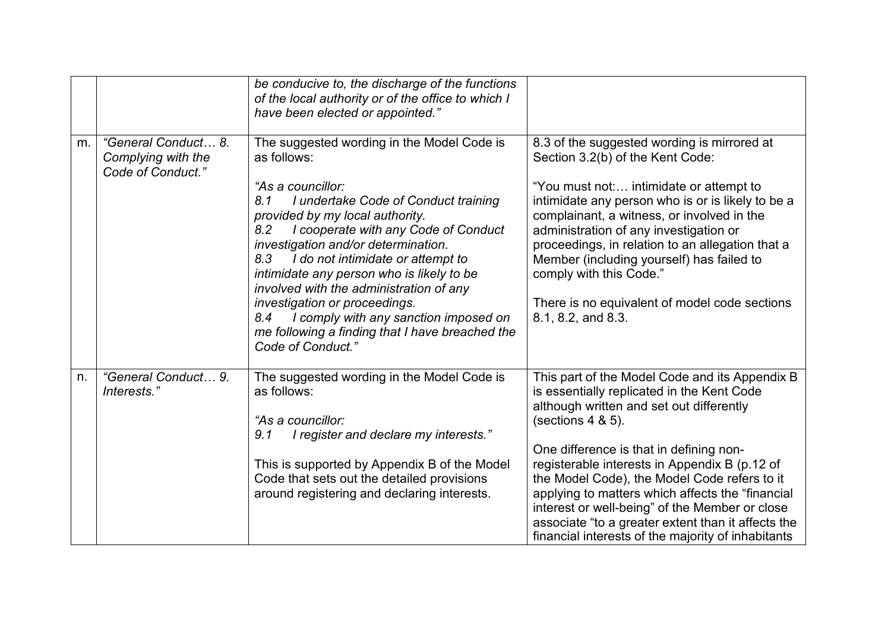| | | | |
|---|---|---|---|
| | | *be conducive to, the discharge of the functions of the local authority or of the office to which I have been elected or appointed."* | |
| m. | *"General Conduct… 8. Complying with the Code of Conduct."* | The suggested wording in the Model Code is as follows:<br><br>*"As a councillor:*<br>*8.1 I undertake Code of Conduct training provided by my local authority.*<br>*8.2 I cooperate with any Code of Conduct investigation and/or determination.*<br>*8.3 I do not intimidate or attempt to intimidate any person who is likely to be involved with the administration of any investigation or proceedings.*<br>*8.4 I comply with any sanction imposed on me following a finding that I have breached the Code of Conduct."* | 8.3 of the suggested wording is mirrored at Section 3.2(b) of the Kent Code:<br><br>"You must not:… intimidate or attempt to intimidate any person who is or is likely to be a complainant, a witness, or involved in the administration of any investigation or proceedings, in relation to an allegation that a Member (including yourself) has failed to comply with this Code."<br><br>There is no equivalent of model code sections 8.1, 8.2, and 8.3. |
| n. | *"General Conduct… 9. Interests."* | The suggested wording in the Model Code is as follows:<br><br>*"As a councillor:*<br>*9.1 I register and declare my interests."*<br><br>This is supported by Appendix B of the Model Code that sets out the detailed provisions around registering and declaring interests. | This part of the Model Code and its Appendix B is essentially replicated in the Kent Code although written and set out differently (sections 4 & 5).<br><br>One difference is that in defining non-registerable interests in Appendix B (p.12 of the Model Code), the Model Code refers to it applying to matters which affects the "financial interest or well-being" of the Member or close associate "to a greater extent than it affects the financial interests of the majority of inhabitants |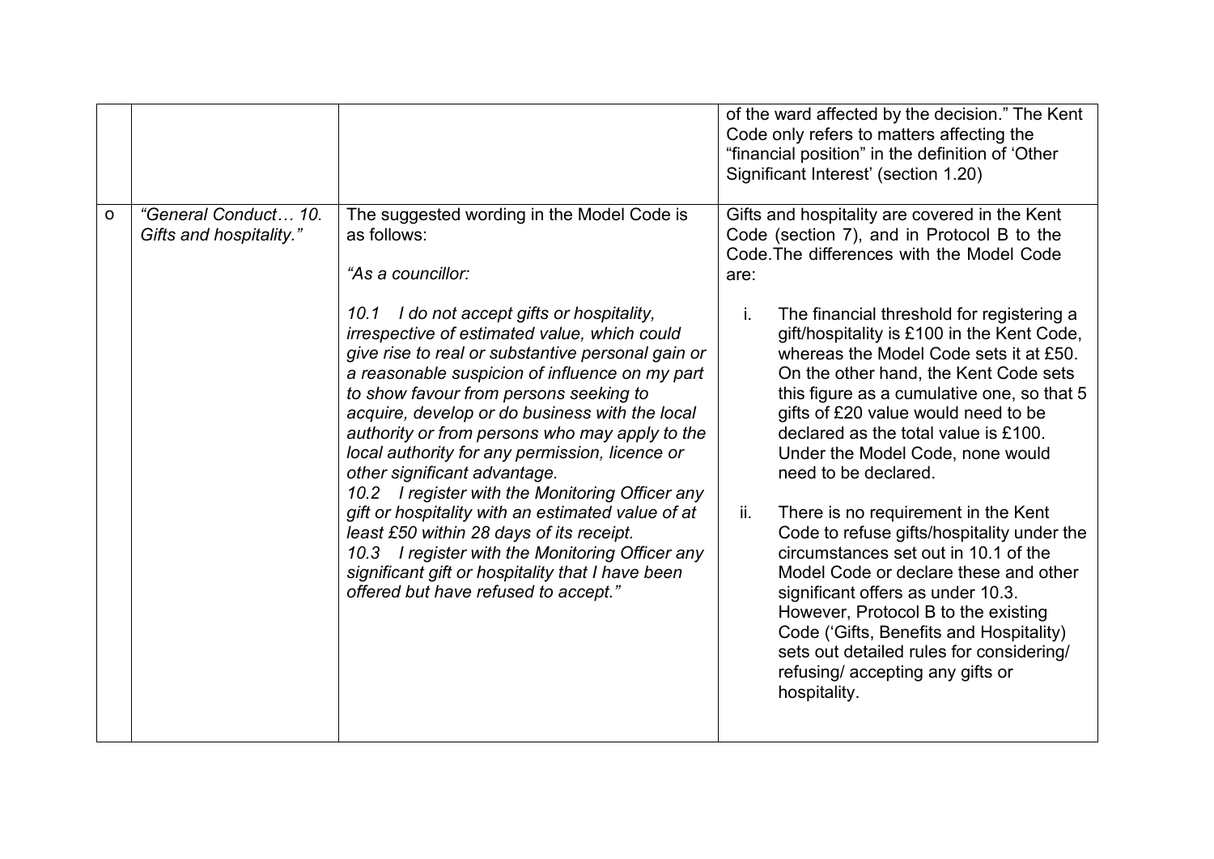|  |  |  | of the ward affected by the decision." The Kent Code only refers to matters affecting the "financial position" in the definition of 'Other Significant Interest' (section 1.20) |
|---|---|---|---|
| o | *"General Conduct… 10. Gifts and hospitality."* | The suggested wording in the Model Code is as follows:<br><br>*"As a councillor:*<br><br>*10.1 I do not accept gifts or hospitality, irrespective of estimated value, which could give rise to real or substantive personal gain or a reasonable suspicion of influence on my part to show favour from persons seeking to acquire, develop or do business with the local authority or from persons who may apply to the local authority for any permission, licence or other significant advantage.*<br>*10.2 I register with the Monitoring Officer any gift or hospitality with an estimated value of at least £50 within 28 days of its receipt.*<br>*10.3 I register with the Monitoring Officer any significant gift or hospitality that I have been offered but have refused to accept."* | Gifts and hospitality are covered in the Kent Code (section 7), and in Protocol B to the Code.The differences with the Model Code are:<br><br>i. The financial threshold for registering a gift/hospitality is £100 in the Kent Code, whereas the Model Code sets it at £50. On the other hand, the Kent Code sets this figure as a cumulative one, so that 5 gifts of £20 value would need to be declared as the total value is £100. Under the Model Code, none would need to be declared.<br><br>ii. There is no requirement in the Kent Code to refuse gifts/hospitality under the circumstances set out in 10.1 of the Model Code or declare these and other significant offers as under 10.3. However, Protocol B to the existing Code ('Gifts, Benefits and Hospitality) sets out detailed rules for considering/ refusing/ accepting any gifts or hospitality. |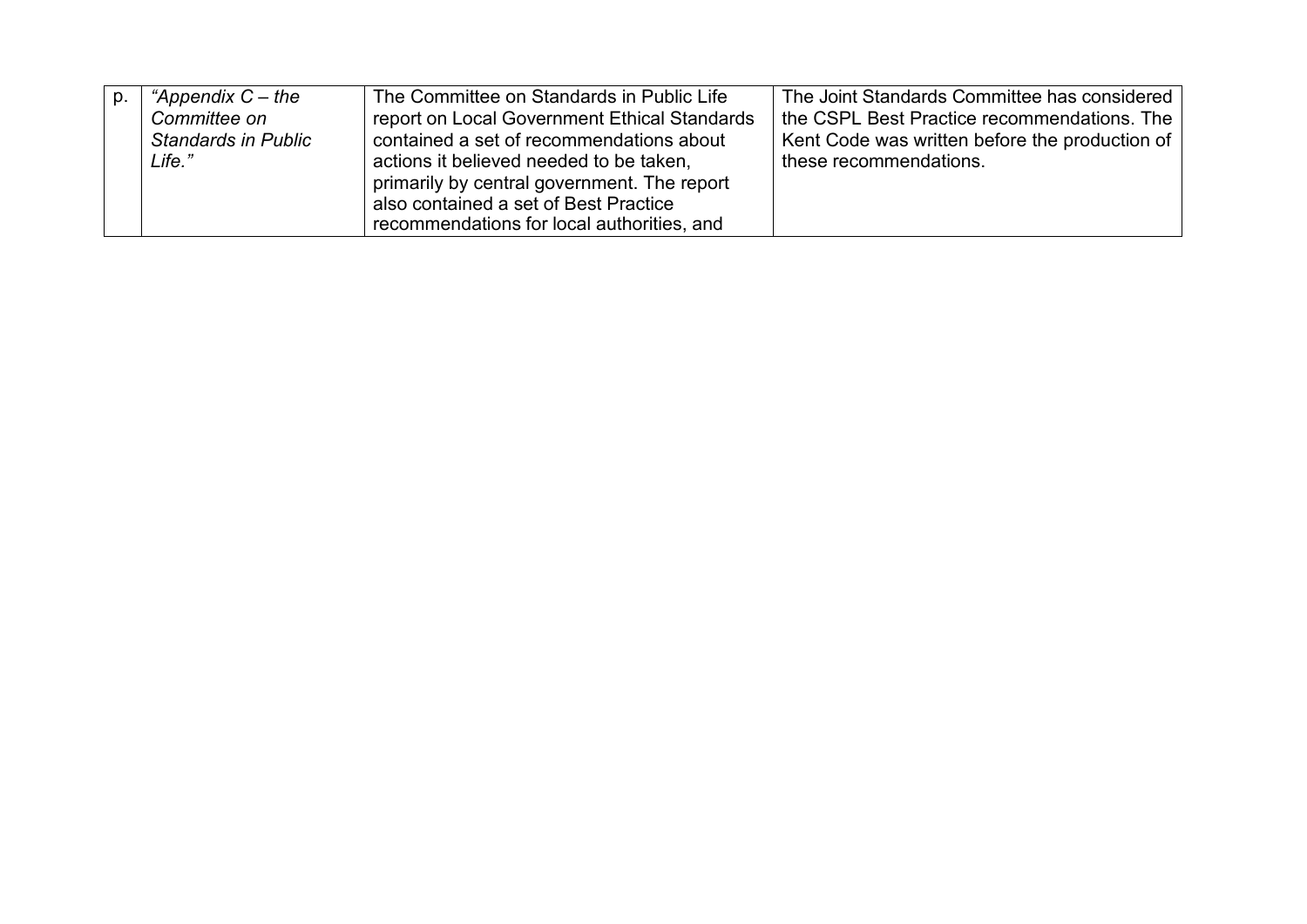| p. | *"Appendix C – the Committee on Standards in Public Life."* | The Committee on Standards in Public Life report on Local Government Ethical Standards contained a set of recommendations about actions it believed needed to be taken, primarily by central government. The report also contained a set of Best Practice recommendations for local authorities, and | The Joint Standards Committee has considered the CSPL Best Practice recommendations. The Kent Code was written before the production of these recommendations. |
|---|---|---|---|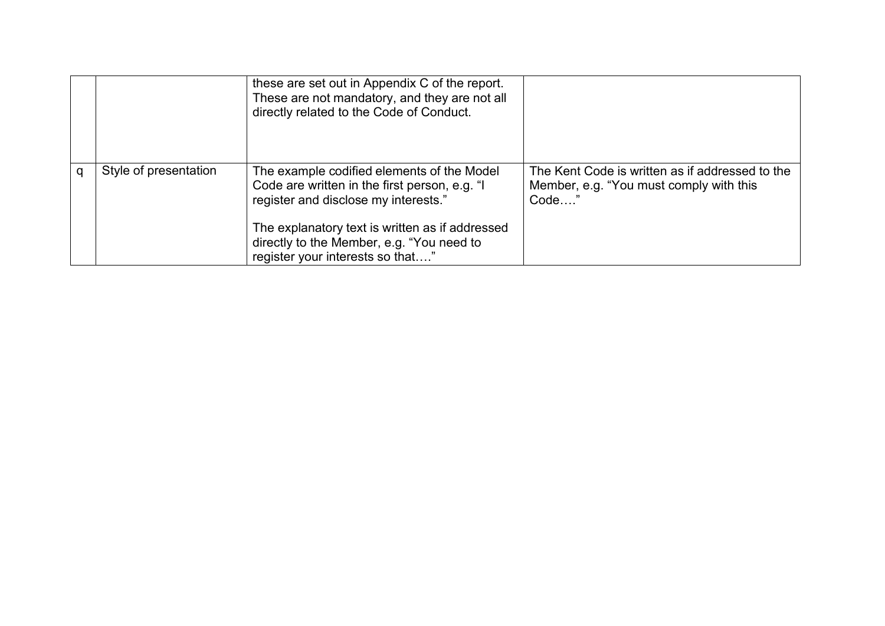| | | | |
|---|---|---|---|
| | | these are set out in Appendix C of the report. These are not mandatory, and they are not all directly related to the Code of Conduct. | |
| q | Style of presentation | The example codified elements of the Model Code are written in the first person, e.g. "I register and disclose my interests."<br><br>The explanatory text is written as if addressed directly to the Member, e.g. "You need to register your interests so that…." | The Kent Code is written as if addressed to the Member, e.g. "You must comply with this Code…." |